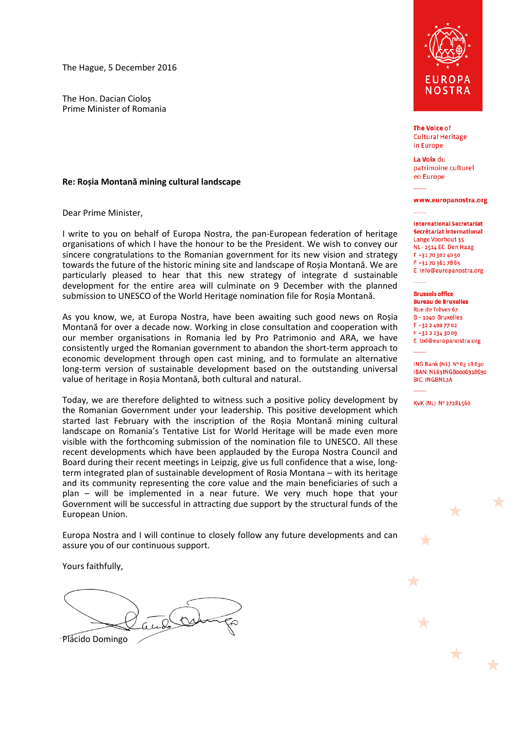The Hague, 5 December 2016

The Hon. Dacian Cioloș
Prime Minister of Romania

**Re: Roșia Montană mining cultural landscape**

Dear Prime Minister,

I write to you on behalf of Europa Nostra, the pan-European federation of heritage organisations of which I have the honour to be the President. We wish to convey our sincere congratulations to the Romanian government for its new vision and strategy towards the future of the historic mining site and landscape of Roșia Montană. We are particularly pleased to hear that this new strategy of integrate d sustainable development for the entire area will culminate on 9 December with the planned submission to UNESCO of the World Heritage nomination file for Roșia Montană.

As you know, we, at Europa Nostra, have been awaiting such good news on Roșia Montană for over a decade now. Working in close consultation and cooperation with our member organisations in Romania led by Pro Patrimonio and ARA, we have consistently urged the Romanian government to abandon the short-term approach to economic development through open cast mining, and to formulate an alternative long-term version of sustainable development based on the outstanding universal value of heritage in Roșia Montană, both cultural and natural.

Today, we are therefore delighted to witness such a positive policy development by the Romanian Government under your leadership. This positive development which started last February with the inscription of the Roșia Montană mining cultural landscape on Romania's Tentative List for World Heritage will be made even more visible with the forthcoming submission of the nomination file to UNESCO. All these recent developments which have been applauded by the Europa Nostra Council and Board during their recent meetings in Leipzig, give us full confidence that a wise, long-term integrated plan of sustainable development of Rosia Montana – with its heritage and its community representing the core value and the main beneficiaries of such a plan – will be implemented in a near future. We very much hope that your Government will be successful in attracting due support by the structural funds of the European Union.

Europa Nostra and I will continue to closely follow any future developments and can assure you of our continuous support.

Yours faithfully,

Plácido Domingo

EUROPA NOSTRA

**The Voice** of
Cultural Heritage
in Europe

**La Voix** du
patrimoine culturel
en Europe

**www.europanostra.org**

**International Secretariat**
**Secrétariat International**
Lange Voorhout 35
NL - 2514 EC Den Haag
T +31 70 302 40 50
F +31 70 361 78 65
E info@europanostra.org

**Brussels office**
**Bureau de Bruxelles**
Rue de Trèves 67
B - 1040 Bruxelles
T +32 2 400 77 02
F +32 2 234 30 09
E bxl@europanostra.org

ING Bank (NL) Nº 63 18 630
IBAN: NL63INGB0006318630
BIC: INGBNL2A

KvK (NL) Nº 27281560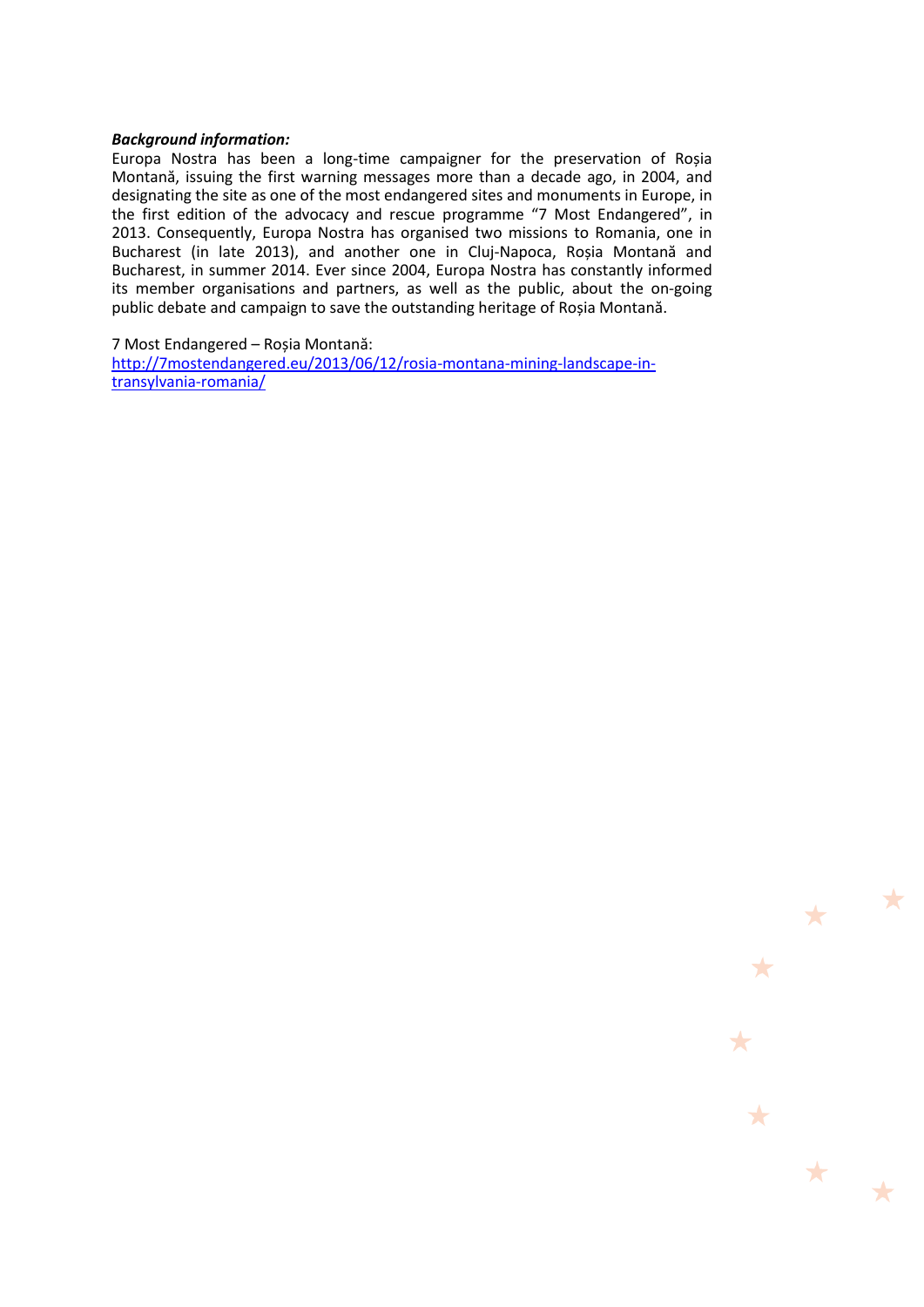***Background information:***

Europa Nostra has been a long-time campaigner for the preservation of Roșia Montană, issuing the first warning messages more than a decade ago, in 2004, and designating the site as one of the most endangered sites and monuments in Europe, in the first edition of the advocacy and rescue programme "7 Most Endangered", in 2013. Consequently, Europa Nostra has organised two missions to Romania, one in Bucharest (in late 2013), and another one in Cluj-Napoca, Roșia Montană and Bucharest, in summer 2014. Ever since 2004, Europa Nostra has constantly informed its member organisations and partners, as well as the public, about the on-going public debate and campaign to save the outstanding heritage of Roșia Montană.

7 Most Endangered – Roșia Montană:
[http://7mostendangered.eu/2013/06/12/rosia-montana-mining-landscape-in-transylvania-romania/](http://7mostendangered.eu/2013/06/12/rosia-montana-mining-landscape-in-transylvania-romania/)